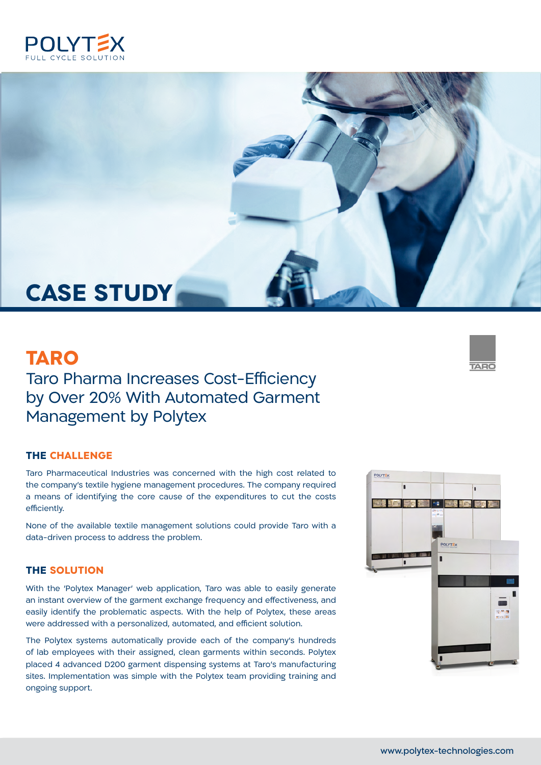POLYTEX
FULL CYCLE SOLUTION

# CASE STUDY

## TARO

### Taro Pharma Increases Cost-Efficiency by Over 20% With Automated Garment Management by Polytex

### THE CHALLENGE

Taro Pharmaceutical Industries was concerned with the high cost related to the company's textile hygiene management procedures. The company required a means of identifying the core cause of the expenditures to cut the costs efficiently.

None of the available textile management solutions could provide Taro with a data-driven process to address the problem.

### THE SOLUTION

With the 'Polytex Manager' web application, Taro was able to easily generate an instant overview of the garment exchange frequency and effectiveness, and easily identify the problematic aspects. With the help of Polytex, these areas were addressed with a personalized, automated, and efficient solution.

The Polytex systems automatically provide each of the company's hundreds of lab employees with their assigned, clean garments within seconds. Polytex placed 4 advanced D200 garment dispensing systems at Taro's manufacturing sites. Implementation was simple with the Polytex team providing training and ongoing support.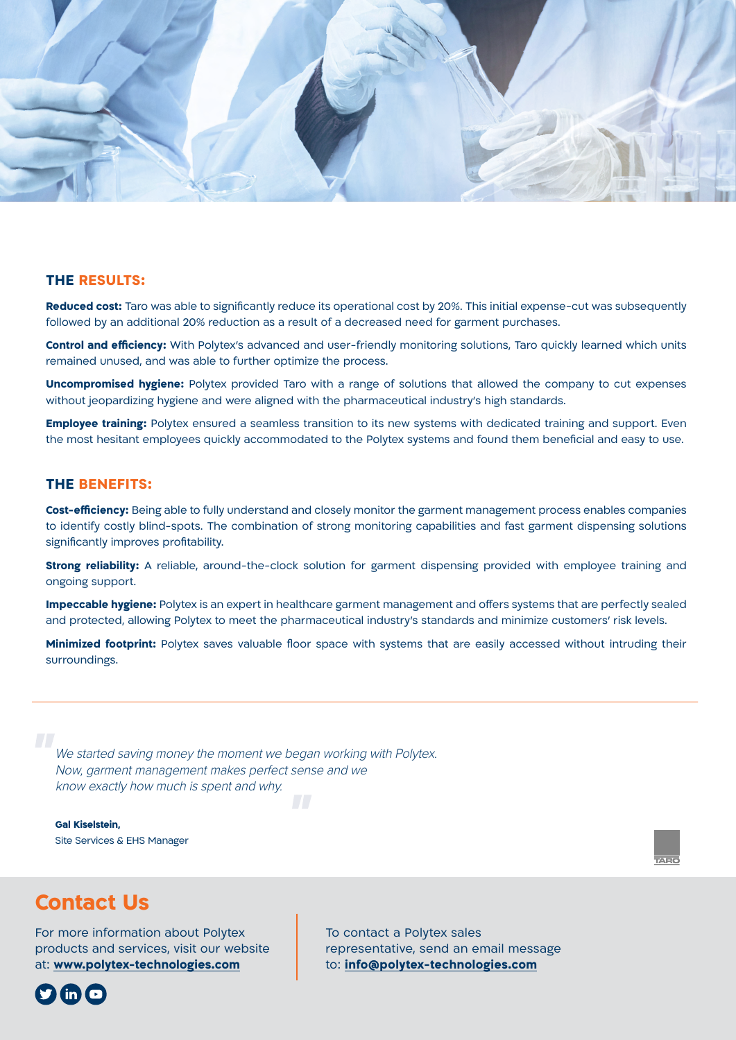## THE RESULTS:

**Reduced cost:** Taro was able to significantly reduce its operational cost by 20%. This initial expense-cut was subsequently followed by an additional 20% reduction as a result of a decreased need for garment purchases.

**Control and efficiency:** With Polytex's advanced and user-friendly monitoring solutions, Taro quickly learned which units remained unused, and was able to further optimize the process.

**Uncompromised hygiene:** Polytex provided Taro with a range of solutions that allowed the company to cut expenses without jeopardizing hygiene and were aligned with the pharmaceutical industry's high standards.

**Employee training:** Polytex ensured a seamless transition to its new systems with dedicated training and support. Even the most hesitant employees quickly accommodated to the Polytex systems and found them beneficial and easy to use.

## THE BENEFITS:

**Cost-efficiency:** Being able to fully understand and closely monitor the garment management process enables companies to identify costly blind-spots. The combination of strong monitoring capabilities and fast garment dispensing solutions significantly improves profitability.

**Strong reliability:** A reliable, around-the-clock solution for garment dispensing provided with employee training and ongoing support.

**Impeccable hygiene:** Polytex is an expert in healthcare garment management and offers systems that are perfectly sealed and protected, allowing Polytex to meet the pharmaceutical industry's standards and minimize customers' risk levels.

**Minimized footprint:** Polytex saves valuable floor space with systems that are easily accessed without intruding their surroundings.

---

> *We started saving money the moment we began working with Polytex. Now, garment management makes perfect sense and we know exactly how much is spent and why.*

**Gal Kiselstein,**
Site Services & EHS Manager

TARO

## Contact Us

For more information about Polytex products and services, visit our website at: **www.polytex-technologies.com**

To contact a Polytex sales representative, send an email message to: **info@polytex-technologies.com**